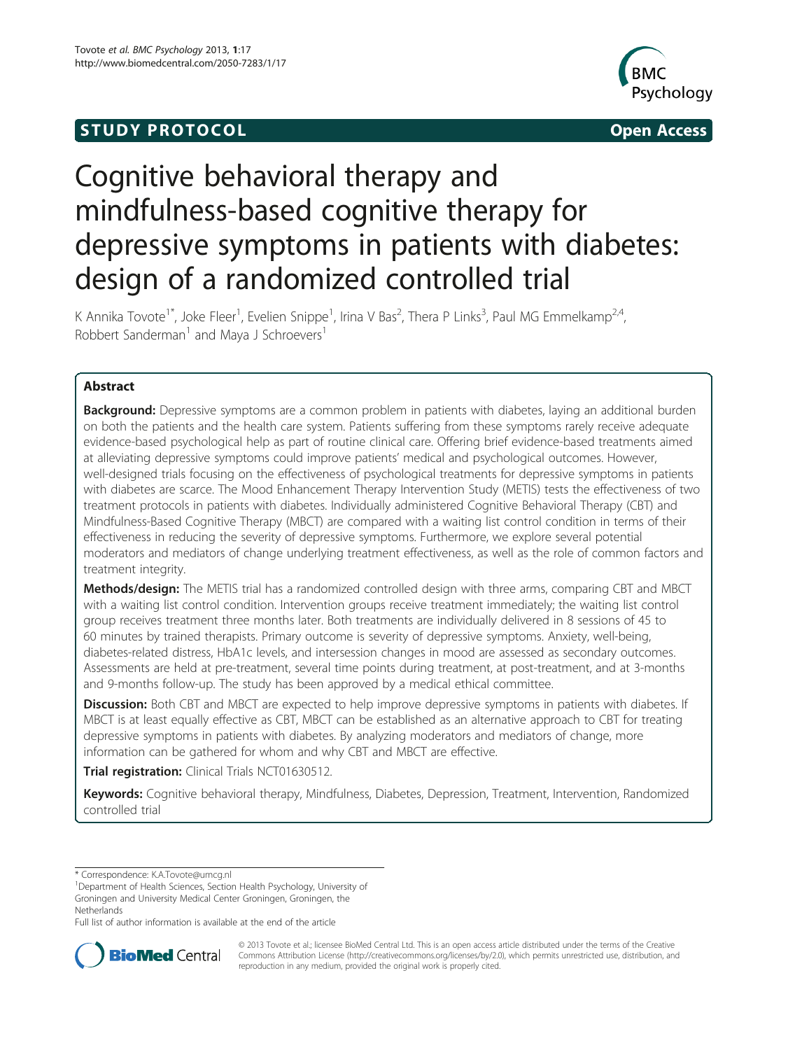STUDY PROTOCOL **Open Access**

# Cognitive behavioral therapy and mindfulness-based cognitive therapy for depressive symptoms in patients with diabetes: design of a randomized controlled trial

K Annika Tovote[1*], Joke Fleer[1], Evelien Snippe[1], Irina V Bas[2], Thera P Links[3], Paul MG Emmelkamp[2,4], Robbert Sanderman[1] and Maya J Schroevers[1]

## Abstract

**Background:** Depressive symptoms are a common problem in patients with diabetes, laying an additional burden on both the patients and the health care system. Patients suffering from these symptoms rarely receive adequate evidence-based psychological help as part of routine clinical care. Offering brief evidence-based treatments aimed at alleviating depressive symptoms could improve patients' medical and psychological outcomes. However, well-designed trials focusing on the effectiveness of psychological treatments for depressive symptoms in patients with diabetes are scarce. The Mood Enhancement Therapy Intervention Study (METIS) tests the effectiveness of two treatment protocols in patients with diabetes. Individually administered Cognitive Behavioral Therapy (CBT) and Mindfulness-Based Cognitive Therapy (MBCT) are compared with a waiting list control condition in terms of their effectiveness in reducing the severity of depressive symptoms. Furthermore, we explore several potential moderators and mediators of change underlying treatment effectiveness, as well as the role of common factors and treatment integrity.

**Methods/design:** The METIS trial has a randomized controlled design with three arms, comparing CBT and MBCT with a waiting list control condition. Intervention groups receive treatment immediately; the waiting list control group receives treatment three months later. Both treatments are individually delivered in 8 sessions of 45 to 60 minutes by trained therapists. Primary outcome is severity of depressive symptoms. Anxiety, well-being, diabetes-related distress, HbA1c levels, and intersession changes in mood are assessed as secondary outcomes. Assessments are held at pre-treatment, several time points during treatment, at post-treatment, and at 3-months and 9-months follow-up. The study has been approved by a medical ethical committee.

**Discussion:** Both CBT and MBCT are expected to help improve depressive symptoms in patients with diabetes. If MBCT is at least equally effective as CBT, MBCT can be established as an alternative approach to CBT for treating depressive symptoms in patients with diabetes. By analyzing moderators and mediators of change, more information can be gathered for whom and why CBT and MBCT are effective.

**Trial registration:** Clinical Trials NCT01630512.

**Keywords:** Cognitive behavioral therapy, Mindfulness, Diabetes, Depression, Treatment, Intervention, Randomized controlled trial

\* Correspondence: K.A.Tovote@umcg.nl

[1]Department of Health Sciences, Section Health Psychology, University of Groningen and University Medical Center Groningen, Groningen, the Netherlands

Full list of author information is available at the end of the article

© 2013 Tovote et al.; licensee BioMed Central Ltd. This is an open access article distributed under the terms of the Creative Commons Attribution License (http://creativecommons.org/licenses/by/2.0), which permits unrestricted use, distribution, and reproduction in any medium, provided the original work is properly cited.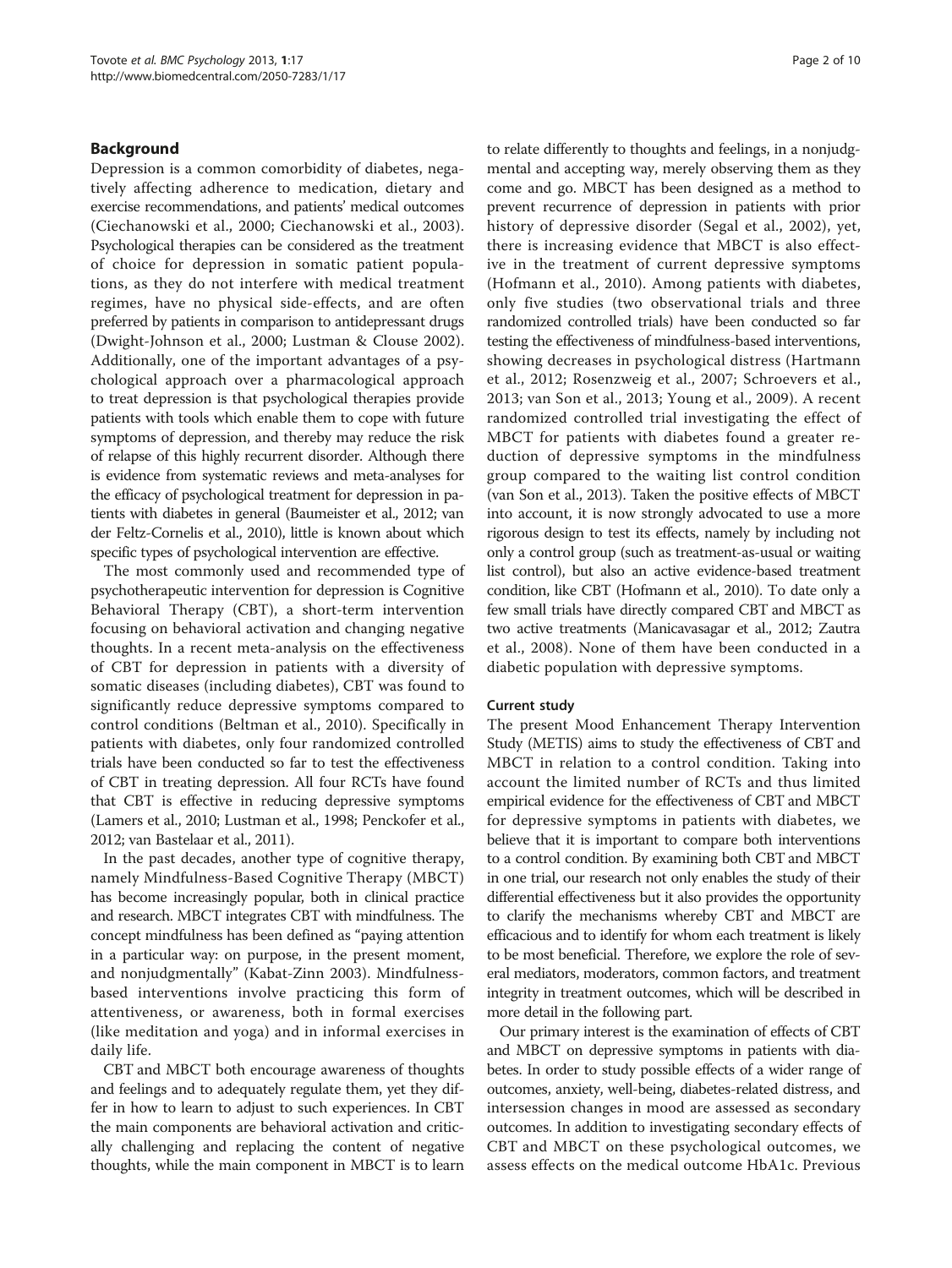## Background

Depression is a common comorbidity of diabetes, negatively affecting adherence to medication, dietary and exercise recommendations, and patients' medical outcomes (Ciechanowski et al., 2000; Ciechanowski et al., 2003). Psychological therapies can be considered as the treatment of choice for depression in somatic patient populations, as they do not interfere with medical treatment regimes, have no physical side-effects, and are often preferred by patients in comparison to antidepressant drugs (Dwight-Johnson et al., 2000; Lustman & Clouse 2002). Additionally, one of the important advantages of a psychological approach over a pharmacological approach to treat depression is that psychological therapies provide patients with tools which enable them to cope with future symptoms of depression, and thereby may reduce the risk of relapse of this highly recurrent disorder. Although there is evidence from systematic reviews and meta-analyses for the efficacy of psychological treatment for depression in patients with diabetes in general (Baumeister et al., 2012; van der Feltz-Cornelis et al., 2010), little is known about which specific types of psychological intervention are effective.

The most commonly used and recommended type of psychotherapeutic intervention for depression is Cognitive Behavioral Therapy (CBT), a short-term intervention focusing on behavioral activation and changing negative thoughts. In a recent meta-analysis on the effectiveness of CBT for depression in patients with a diversity of somatic diseases (including diabetes), CBT was found to significantly reduce depressive symptoms compared to control conditions (Beltman et al., 2010). Specifically in patients with diabetes, only four randomized controlled trials have been conducted so far to test the effectiveness of CBT in treating depression. All four RCTs have found that CBT is effective in reducing depressive symptoms (Lamers et al., 2010; Lustman et al., 1998; Penckofer et al., 2012; van Bastelaar et al., 2011).

In the past decades, another type of cognitive therapy, namely Mindfulness-Based Cognitive Therapy (MBCT) has become increasingly popular, both in clinical practice and research. MBCT integrates CBT with mindfulness. The concept mindfulness has been defined as "paying attention in a particular way: on purpose, in the present moment, and nonjudgmentally" (Kabat-Zinn 2003). Mindfulness-based interventions involve practicing this form of attentiveness, or awareness, both in formal exercises (like meditation and yoga) and in informal exercises in daily life.

CBT and MBCT both encourage awareness of thoughts and feelings and to adequately regulate them, yet they differ in how to learn to adjust to such experiences. In CBT the main components are behavioral activation and critically challenging and replacing the content of negative thoughts, while the main component in MBCT is to learn to relate differently to thoughts and feelings, in a nonjudgmental and accepting way, merely observing them as they come and go. MBCT has been designed as a method to prevent recurrence of depression in patients with prior history of depressive disorder (Segal et al., 2002), yet, there is increasing evidence that MBCT is also effective in the treatment of current depressive symptoms (Hofmann et al., 2010). Among patients with diabetes, only five studies (two observational trials and three randomized controlled trials) have been conducted so far testing the effectiveness of mindfulness-based interventions, showing decreases in psychological distress (Hartmann et al., 2012; Rosenzweig et al., 2007; Schroevers et al., 2013; van Son et al., 2013; Young et al., 2009). A recent randomized controlled trial investigating the effect of MBCT for patients with diabetes found a greater reduction of depressive symptoms in the mindfulness group compared to the waiting list control condition (van Son et al., 2013). Taken the positive effects of MBCT into account, it is now strongly advocated to use a more rigorous design to test its effects, namely by including not only a control group (such as treatment-as-usual or waiting list control), but also an active evidence-based treatment condition, like CBT (Hofmann et al., 2010). To date only a few small trials have directly compared CBT and MBCT as two active treatments (Manicavasagar et al., 2012; Zautra et al., 2008). None of them have been conducted in a diabetic population with depressive symptoms.

### Current study

The present Mood Enhancement Therapy Intervention Study (METIS) aims to study the effectiveness of CBT and MBCT in relation to a control condition. Taking into account the limited number of RCTs and thus limited empirical evidence for the effectiveness of CBT and MBCT for depressive symptoms in patients with diabetes, we believe that it is important to compare both interventions to a control condition. By examining both CBT and MBCT in one trial, our research not only enables the study of their differential effectiveness but it also provides the opportunity to clarify the mechanisms whereby CBT and MBCT are efficacious and to identify for whom each treatment is likely to be most beneficial. Therefore, we explore the role of several mediators, moderators, common factors, and treatment integrity in treatment outcomes, which will be described in more detail in the following part.

Our primary interest is the examination of effects of CBT and MBCT on depressive symptoms in patients with diabetes. In order to study possible effects of a wider range of outcomes, anxiety, well-being, diabetes-related distress, and intersession changes in mood are assessed as secondary outcomes. In addition to investigating secondary effects of CBT and MBCT on these psychological outcomes, we assess effects on the medical outcome HbA1c. Previous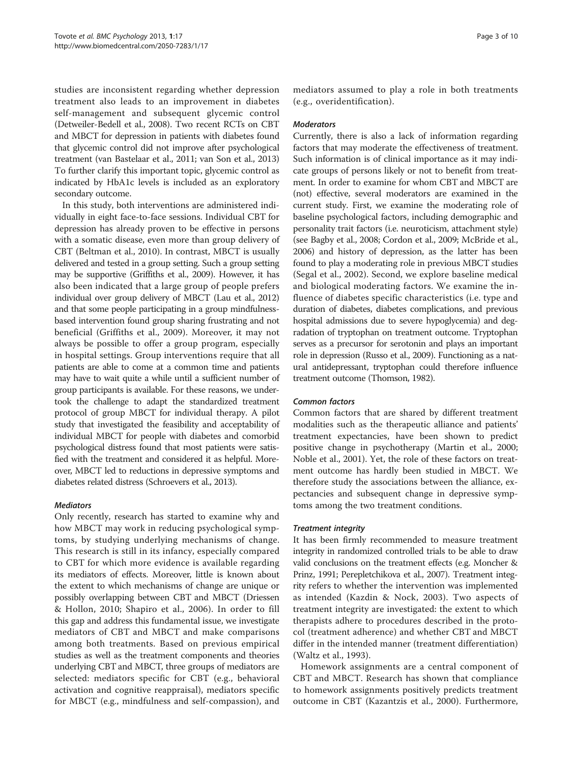studies are inconsistent regarding whether depression treatment also leads to an improvement in diabetes self-management and subsequent glycemic control (Detweiler-Bedell et al., 2008). Two recent RCTs on CBT and MBCT for depression in patients with diabetes found that glycemic control did not improve after psychological treatment (van Bastelaar et al., 2011; van Son et al., 2013) To further clarify this important topic, glycemic control as indicated by HbA1c levels is included as an exploratory secondary outcome.

In this study, both interventions are administered individually in eight face-to-face sessions. Individual CBT for depression has already proven to be effective in persons with a somatic disease, even more than group delivery of CBT (Beltman et al., 2010). In contrast, MBCT is usually delivered and tested in a group setting. Such a group setting may be supportive (Griffiths et al., 2009). However, it has also been indicated that a large group of people prefers individual over group delivery of MBCT (Lau et al., 2012) and that some people participating in a group mindfulness-based intervention found group sharing frustrating and not beneficial (Griffiths et al., 2009). Moreover, it may not always be possible to offer a group program, especially in hospital settings. Group interventions require that all patients are able to come at a common time and patients may have to wait quite a while until a sufficient number of group participants is available. For these reasons, we undertook the challenge to adapt the standardized treatment protocol of group MBCT for individual therapy. A pilot study that investigated the feasibility and acceptability of individual MBCT for people with diabetes and comorbid psychological distress found that most patients were satisfied with the treatment and considered it as helpful. Moreover, MBCT led to reductions in depressive symptoms and diabetes related distress (Schroevers et al., 2013).

#### *Mediators*

Only recently, research has started to examine why and how MBCT may work in reducing psychological symptoms, by studying underlying mechanisms of change. This research is still in its infancy, especially compared to CBT for which more evidence is available regarding its mediators of effects. Moreover, little is known about the extent to which mechanisms of change are unique or possibly overlapping between CBT and MBCT (Driessen & Hollon, 2010; Shapiro et al., 2006). In order to fill this gap and address this fundamental issue, we investigate mediators of CBT and MBCT and make comparisons among both treatments. Based on previous empirical studies as well as the treatment components and theories underlying CBT and MBCT, three groups of mediators are selected: mediators specific for CBT (e.g., behavioral activation and cognitive reappraisal), mediators specific for MBCT (e.g., mindfulness and self-compassion), and mediators assumed to play a role in both treatments (e.g., overidentification).

#### *Moderators*

Currently, there is also a lack of information regarding factors that may moderate the effectiveness of treatment. Such information is of clinical importance as it may indicate groups of persons likely or not to benefit from treatment. In order to examine for whom CBT and MBCT are (not) effective, several moderators are examined in the current study. First, we examine the moderating role of baseline psychological factors, including demographic and personality trait factors (i.e. neuroticism, attachment style) (see Bagby et al., 2008; Cordon et al., 2009; McBride et al., 2006) and history of depression, as the latter has been found to play a moderating role in previous MBCT studies (Segal et al., 2002). Second, we explore baseline medical and biological moderating factors. We examine the influence of diabetes specific characteristics (i.e. type and duration of diabetes, diabetes complications, and previous hospital admissions due to severe hypoglycemia) and degradation of tryptophan on treatment outcome. Tryptophan serves as a precursor for serotonin and plays an important role in depression (Russo et al., 2009). Functioning as a natural antidepressant, tryptophan could therefore influence treatment outcome (Thomson, 1982).

#### *Common factors*

Common factors that are shared by different treatment modalities such as the therapeutic alliance and patients' treatment expectancies, have been shown to predict positive change in psychotherapy (Martin et al., 2000; Noble et al., 2001). Yet, the role of these factors on treatment outcome has hardly been studied in MBCT. We therefore study the associations between the alliance, expectancies and subsequent change in depressive symptoms among the two treatment conditions.

#### *Treatment integrity*

It has been firmly recommended to measure treatment integrity in randomized controlled trials to be able to draw valid conclusions on the treatment effects (e.g. Moncher & Prinz, 1991; Perepletchikova et al., 2007). Treatment integrity refers to whether the intervention was implemented as intended (Kazdin & Nock, 2003). Two aspects of treatment integrity are investigated: the extent to which therapists adhere to procedures described in the protocol (treatment adherence) and whether CBT and MBCT differ in the intended manner (treatment differentiation) (Waltz et al., 1993).

Homework assignments are a central component of CBT and MBCT. Research has shown that compliance to homework assignments positively predicts treatment outcome in CBT (Kazantzis et al., 2000). Furthermore,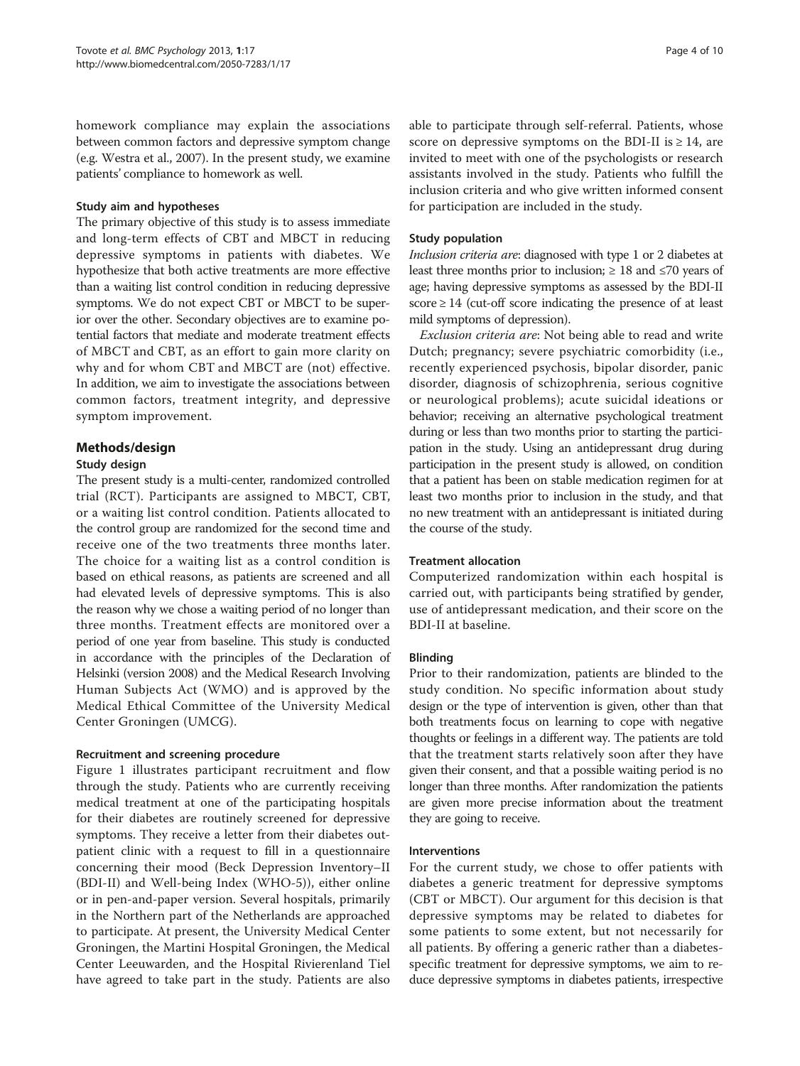homework compliance may explain the associations between common factors and depressive symptom change (e.g. Westra et al., 2007). In the present study, we examine patients' compliance to homework as well.

### Study aim and hypotheses

The primary objective of this study is to assess immediate and long-term effects of CBT and MBCT in reducing depressive symptoms in patients with diabetes. We hypothesize that both active treatments are more effective than a waiting list control condition in reducing depressive symptoms. We do not expect CBT or MBCT to be superior over the other. Secondary objectives are to examine potential factors that mediate and moderate treatment effects of MBCT and CBT, as an effort to gain more clarity on why and for whom CBT and MBCT are (not) effective. In addition, we aim to investigate the associations between common factors, treatment integrity, and depressive symptom improvement.

## Methods/design

### Study design

The present study is a multi-center, randomized controlled trial (RCT). Participants are assigned to MBCT, CBT, or a waiting list control condition. Patients allocated to the control group are randomized for the second time and receive one of the two treatments three months later. The choice for a waiting list as a control condition is based on ethical reasons, as patients are screened and all had elevated levels of depressive symptoms. This is also the reason why we chose a waiting period of no longer than three months. Treatment effects are monitored over a period of one year from baseline. This study is conducted in accordance with the principles of the Declaration of Helsinki (version 2008) and the Medical Research Involving Human Subjects Act (WMO) and is approved by the Medical Ethical Committee of the University Medical Center Groningen (UMCG).

### Recruitment and screening procedure

Figure 1 illustrates participant recruitment and flow through the study. Patients who are currently receiving medical treatment at one of the participating hospitals for their diabetes are routinely screened for depressive symptoms. They receive a letter from their diabetes outpatient clinic with a request to fill in a questionnaire concerning their mood (Beck Depression Inventory–II (BDI-II) and Well-being Index (WHO-5)), either online or in pen-and-paper version. Several hospitals, primarily in the Northern part of the Netherlands are approached to participate. At present, the University Medical Center Groningen, the Martini Hospital Groningen, the Medical Center Leeuwarden, and the Hospital Rivierenland Tiel have agreed to take part in the study. Patients are also able to participate through self-referral. Patients, whose score on depressive symptoms on the BDI-II is $\geq 14$, are invited to meet with one of the psychologists or research assistants involved in the study. Patients who fulfill the inclusion criteria and who give written informed consent for participation are included in the study.

### Study population

*Inclusion criteria are*: diagnosed with type 1 or 2 diabetes at least three months prior to inclusion; $\geq 18$ and $\leq 70$ years of age; having depressive symptoms as assessed by the BDI-II score $\geq 14$ (cut-off score indicating the presence of at least mild symptoms of depression).

*Exclusion criteria are*: Not being able to read and write Dutch; pregnancy; severe psychiatric comorbidity (i.e., recently experienced psychosis, bipolar disorder, panic disorder, diagnosis of schizophrenia, serious cognitive or neurological problems); acute suicidal ideations or behavior; receiving an alternative psychological treatment during or less than two months prior to starting the participation in the study. Using an antidepressant drug during participation in the present study is allowed, on condition that a patient has been on stable medication regimen for at least two months prior to inclusion in the study, and that no new treatment with an antidepressant is initiated during the course of the study.

### Treatment allocation

Computerized randomization within each hospital is carried out, with participants being stratified by gender, use of antidepressant medication, and their score on the BDI-II at baseline.

### Blinding

Prior to their randomization, patients are blinded to the study condition. No specific information about study design or the type of intervention is given, other than that both treatments focus on learning to cope with negative thoughts or feelings in a different way. The patients are told that the treatment starts relatively soon after they have given their consent, and that a possible waiting period is no longer than three months. After randomization the patients are given more precise information about the treatment they are going to receive.

### Interventions

For the current study, we chose to offer patients with diabetes a generic treatment for depressive symptoms (CBT or MBCT). Our argument for this decision is that depressive symptoms may be related to diabetes for some patients to some extent, but not necessarily for all patients. By offering a generic rather than a diabetes-specific treatment for depressive symptoms, we aim to reduce depressive symptoms in diabetes patients, irrespective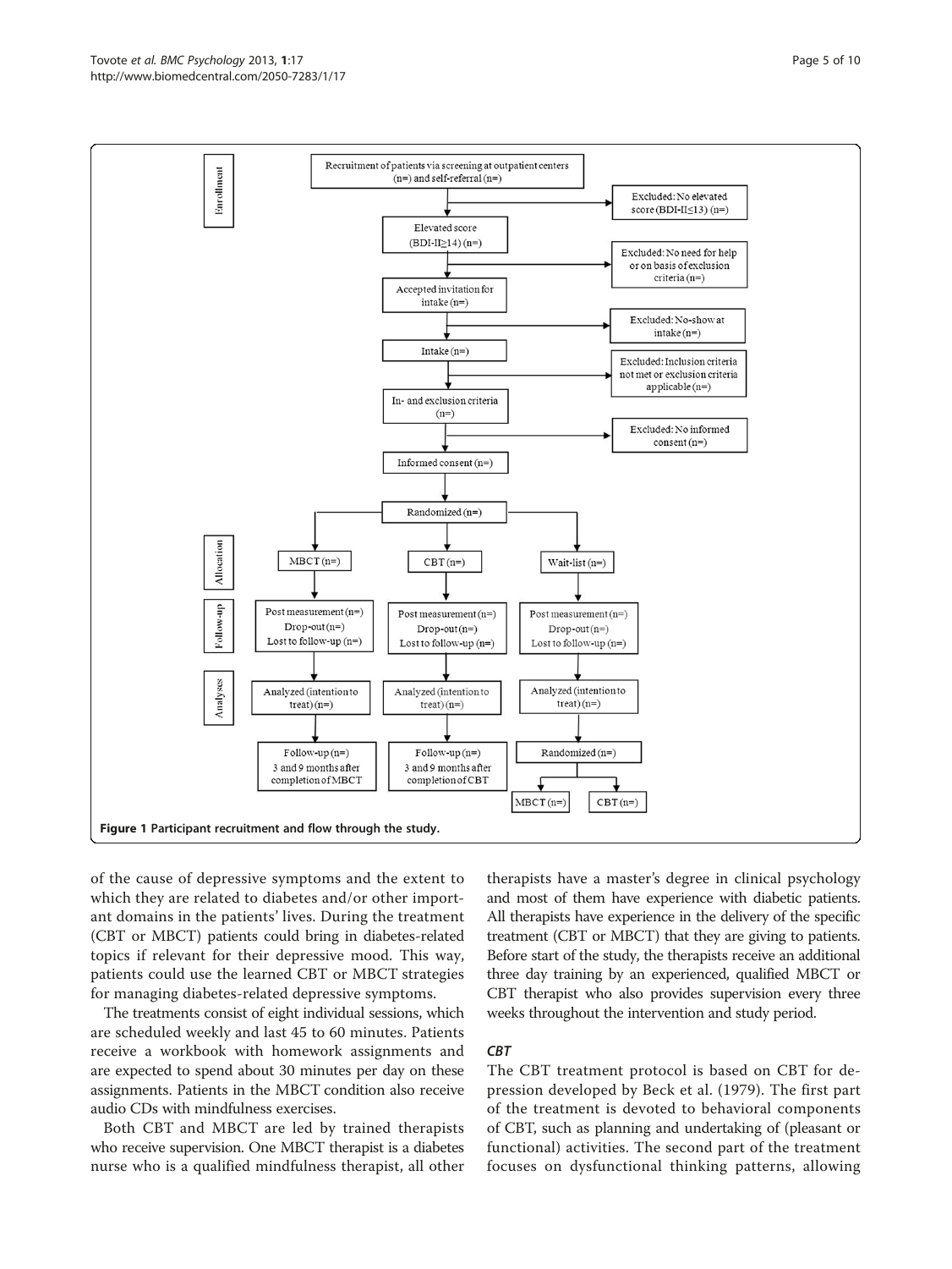**Enrollment**

- Recruitment of patients via screening at outpatient centers (n=) and self-referral (n=)
  - Excluded: No elevated score (BDI-II≤13) (n=)
- Elevated score (BDI-II≥14) (n=)
  - Excluded: No need for help or on basis of exclusion criteria (n=)
- Accepted invitation for intake (n=)
  - Excluded: No-show at intake (n=)
- Intake (n=)
  - Excluded: Inclusion criteria not met or exclusion criteria applicable (n=)
- In- and exclusion criteria (n=)
  - Excluded: No informed consent (n=)
- Informed consent (n=)
- Randomized (n=)

**Allocation**

- MBCT (n=)
- CBT (n=)
- Wait-list (n=)

**Follow-up**

- MBCT: Post measurement (n=), Drop-out (n=), Lost to follow-up (n=)
- CBT: Post measurement (n=), Drop-out (n=), Lost to follow-up (n=)
- Wait-list: Post measurement (n=), Drop-out (n=), Lost to follow-up (n=)

**Analyses**

- MBCT: Analyzed (intention to treat) (n=) → Follow-up (n=) 3 and 9 months after completion of MBCT
- CBT: Analyzed (intention to treat) (n=) → Follow-up (n=) 3 and 9 months after completion of CBT
- Wait-list: Analyzed (intention to treat) (n=) → Randomized (n=) → MBCT (n=), CBT (n=)

**Figure 1 Participant recruitment and flow through the study.**

of the cause of depressive symptoms and the extent to which they are related to diabetes and/or other important domains in the patients' lives. During the treatment (CBT or MBCT) patients could bring in diabetes-related topics if relevant for their depressive mood. This way, patients could use the learned CBT or MBCT strategies for managing diabetes-related depressive symptoms.

The treatments consist of eight individual sessions, which are scheduled weekly and last 45 to 60 minutes. Patients receive a workbook with homework assignments and are expected to spend about 30 minutes per day on these assignments. Patients in the MBCT condition also receive audio CDs with mindfulness exercises.

Both CBT and MBCT are led by trained therapists who receive supervision. One MBCT therapist is a diabetes nurse who is a qualified mindfulness therapist, all other therapists have a master's degree in clinical psychology and most of them have experience with diabetic patients. All therapists have experience in the delivery of the specific treatment (CBT or MBCT) that they are giving to patients. Before start of the study, the therapists receive an additional three day training by an experienced, qualified MBCT or CBT therapist who also provides supervision every three weeks throughout the intervention and study period.

### *CBT*

The CBT treatment protocol is based on CBT for depression developed by Beck et al. (1979). The first part of the treatment is devoted to behavioral components of CBT, such as planning and undertaking of (pleasant or functional) activities. The second part of the treatment focuses on dysfunctional thinking patterns, allowing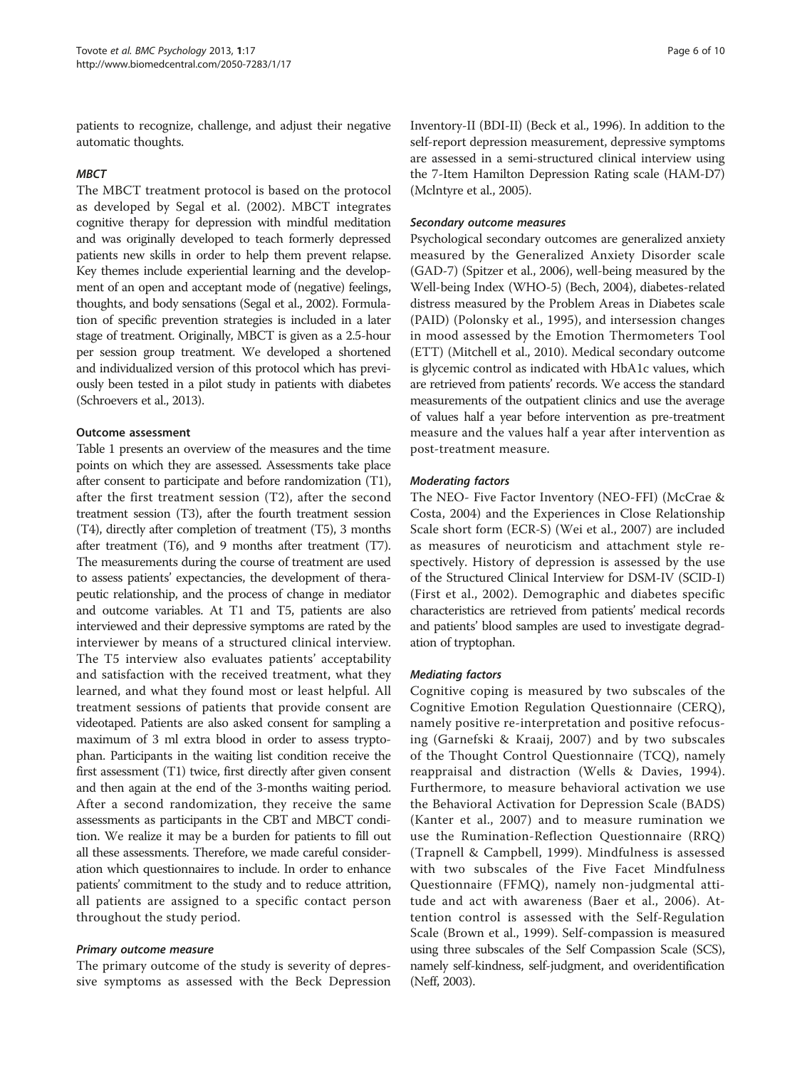patients to recognize, challenge, and adjust their negative automatic thoughts.

#### *MBCT*

The MBCT treatment protocol is based on the protocol as developed by Segal et al. (2002). MBCT integrates cognitive therapy for depression with mindful meditation and was originally developed to teach formerly depressed patients new skills in order to help them prevent relapse. Key themes include experiential learning and the development of an open and acceptant mode of (negative) feelings, thoughts, and body sensations (Segal et al., 2002). Formulation of specific prevention strategies is included in a later stage of treatment. Originally, MBCT is given as a 2.5-hour per session group treatment. We developed a shortened and individualized version of this protocol which has previously been tested in a pilot study in patients with diabetes (Schroevers et al., 2013).

### Outcome assessment

Table 1 presents an overview of the measures and the time points on which they are assessed. Assessments take place after consent to participate and before randomization (T1), after the first treatment session (T2), after the second treatment session (T3), after the fourth treatment session (T4), directly after completion of treatment (T5), 3 months after treatment (T6), and 9 months after treatment (T7). The measurements during the course of treatment are used to assess patients' expectancies, the development of therapeutic relationship, and the process of change in mediator and outcome variables. At T1 and T5, patients are also interviewed and their depressive symptoms are rated by the interviewer by means of a structured clinical interview. The T5 interview also evaluates patients' acceptability and satisfaction with the received treatment, what they learned, and what they found most or least helpful. All treatment sessions of patients that provide consent are videotaped. Patients are also asked consent for sampling a maximum of 3 ml extra blood in order to assess tryptophan. Participants in the waiting list condition receive the first assessment (T1) twice, first directly after given consent and then again at the end of the 3-months waiting period. After a second randomization, they receive the same assessments as participants in the CBT and MBCT condition. We realize it may be a burden for patients to fill out all these assessments. Therefore, we made careful consideration which questionnaires to include. In order to enhance patients' commitment to the study and to reduce attrition, all patients are assigned to a specific contact person throughout the study period.

#### *Primary outcome measure*

The primary outcome of the study is severity of depressive symptoms as assessed with the Beck Depression Inventory-II (BDI-II) (Beck et al., 1996). In addition to the self-report depression measurement, depressive symptoms are assessed in a semi-structured clinical interview using the 7-Item Hamilton Depression Rating scale (HAM-D7) (McIntyre et al., 2005).

#### *Secondary outcome measures*

Psychological secondary outcomes are generalized anxiety measured by the Generalized Anxiety Disorder scale (GAD-7) (Spitzer et al., 2006), well-being measured by the Well-being Index (WHO-5) (Bech, 2004), diabetes-related distress measured by the Problem Areas in Diabetes scale (PAID) (Polonsky et al., 1995), and intersession changes in mood assessed by the Emotion Thermometers Tool (ETT) (Mitchell et al., 2010). Medical secondary outcome is glycemic control as indicated with HbA1c values, which are retrieved from patients' records. We access the standard measurements of the outpatient clinics and use the average of values half a year before intervention as pre-treatment measure and the values half a year after intervention as post-treatment measure.

#### *Moderating factors*

The NEO- Five Factor Inventory (NEO-FFI) (McCrae & Costa, 2004) and the Experiences in Close Relationship Scale short form (ECR-S) (Wei et al., 2007) are included as measures of neuroticism and attachment style respectively. History of depression is assessed by the use of the Structured Clinical Interview for DSM-IV (SCID-I) (First et al., 2002). Demographic and diabetes specific characteristics are retrieved from patients' medical records and patients' blood samples are used to investigate degradation of tryptophan.

#### *Mediating factors*

Cognitive coping is measured by two subscales of the Cognitive Emotion Regulation Questionnaire (CERQ), namely positive re-interpretation and positive refocusing (Garnefski & Kraaij, 2007) and by two subscales of the Thought Control Questionnaire (TCQ), namely reappraisal and distraction (Wells & Davies, 1994). Furthermore, to measure behavioral activation we use the Behavioral Activation for Depression Scale (BADS) (Kanter et al., 2007) and to measure rumination we use the Rumination-Reflection Questionnaire (RRQ) (Trapnell & Campbell, 1999). Mindfulness is assessed with two subscales of the Five Facet Mindfulness Questionnaire (FFMQ), namely non-judgmental attitude and act with awareness (Baer et al., 2006). Attention control is assessed with the Self-Regulation Scale (Brown et al., 1999). Self-compassion is measured using three subscales of the Self Compassion Scale (SCS), namely self-kindness, self-judgment, and overidentification (Neff, 2003).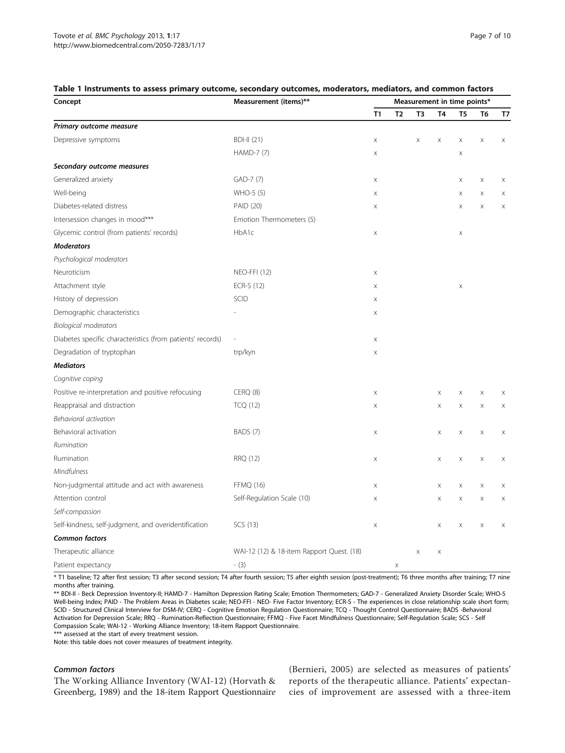**Table 1 Instruments to assess primary outcome, secondary outcomes, moderators, mediators, and common factors**

| Concept | Measurement (items)** | Measurement in time points* | | | | | | |
|---|---|---|---|---|---|---|---|---|
| | | T1 | T2 | T3 | T4 | T5 | T6 | T7 |
| ***Primary outcome measure*** | | | | | | | | |
| Depressive symptoms | BDI-II (21) | x | | x | x | x | x | x |
| | HAMD-7 (7) | x | | | | x | | |
| ***Secondary outcome measures*** | | | | | | | | |
| Generalized anxiety | GAD-7 (7) | x | | | | x | x | x |
| Well-being | WHO-5 (5) | x | | | | x | x | x |
| Diabetes-related distress | PAID (20) | x | | | | x | x | x |
| Intersession changes in mood*** | Emotion Thermometers (5) | | | | | | | |
| Glycemic control (from patients' records) | HbA1c | x | | | | x | | |
| ***Moderators*** | | | | | | | | |
| *Psychological moderators* | | | | | | | | |
| Neuroticism | NEO-FFI (12) | x | | | | | | |
| Attachment style | ECR-S (12) | x | | | | x | | |
| History of depression | SCID | x | | | | | | |
| Demographic characteristics | - | x | | | | | | |
| *Biological moderators* | | | | | | | | |
| Diabetes specific characteristics (from patients' records) | - | x | | | | | | |
| Degradation of tryptophan | trp/kyn | x | | | | | | |
| ***Mediators*** | | | | | | | | |
| *Cognitive coping* | | | | | | | | |
| Positive re-interpretation and positive refocusing | CERQ (8) | x | | | x | x | x | x |
| Reappraisal and distraction | TCQ (12) | x | | | x | x | x | x |
| *Behavioral activation* | | | | | | | | |
| Behavioral activation | BADS (7) | x | | | x | x | x | x |
| *Rumination* | | | | | | | | |
| Rumination | RRQ (12) | x | | | x | x | x | x |
| *Mindfulness* | | | | | | | | |
| Non-judgmental attitude and act with awareness | FFMQ (16) | x | | | x | x | x | x |
| Attention control | Self-Regulation Scale (10) | x | | | x | x | x | x |
| *Self-compassion* | | | | | | | | |
| Self-kindness, self-judgment, and overidentification | SCS (13) | x | | | x | x | x | x |
| ***Common factors*** | | | | | | | | |
| Therapeutic alliance | WAI-12 (12) & 18-item Rapport Quest. (18) | | | x | x | | | |
| Patient expectancy | - (3) | | x | | | | | |

\* T1 baseline; T2 after first session; T3 after second session; T4 after fourth session; T5 after eighth session (post-treatment); T6 three months after training; T7 nine months after training.

** BDI-II - Beck Depression Inventory-II; HAMD-7 - Hamilton Depression Rating Scale; Emotion Thermometers; GAD-7 - Generalized Anxiety Disorder Scale; WHO-5 Well-being Index; PAID - The Problem Areas in Diabetes scale; NEO-FFI - NEO- Five Factor Inventory; ECR-S - The experiences in close relationship scale short form; SCID - Structured Clinical Interview for DSM-IV; CERQ - Cognitive Emotion Regulation Questionnaire; TCQ - Thought Control Questionnaire; BADS -Behavioral Activation for Depression Scale; RRQ - Rumination-Reflection Questionnaire; FFMQ - Five Facet Mindfulness Questionnaire; Self-Regulation Scale; SCS - Self Compassion Scale; WAI-12 - Working Alliance Inventory; 18-item Rapport Questionnaire.

*** assessed at the start of every treatment session.

Note: this table does not cover measures of treatment integrity.

#### Common factors

The Working Alliance Inventory (WAI-12) (Horvath & Greenberg, 1989) and the 18-item Rapport Questionnaire (Bernieri, 2005) are selected as measures of patients' reports of the therapeutic alliance. Patients' expectancies of improvement are assessed with a three-item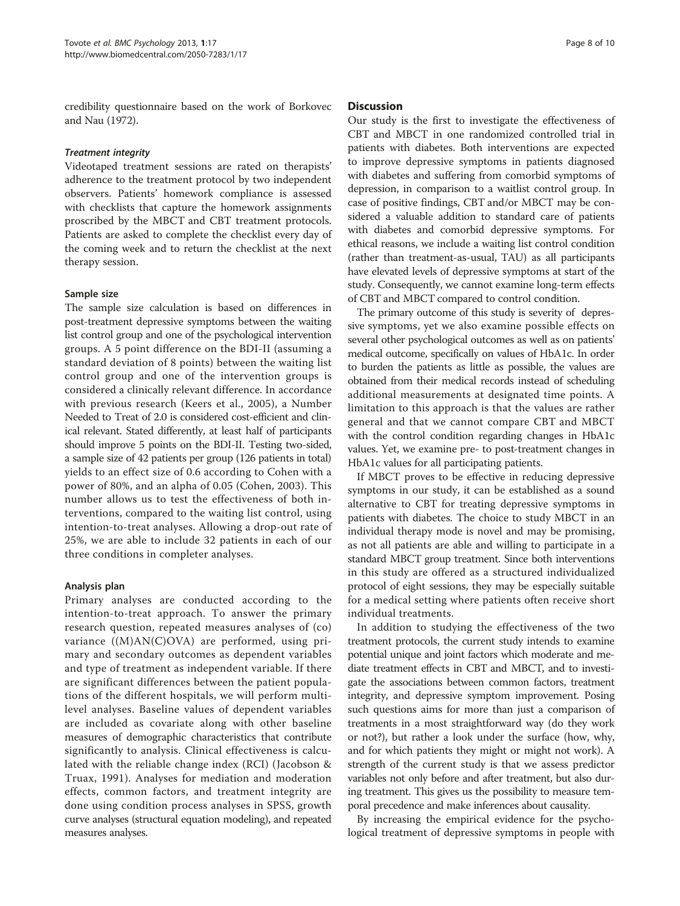credibility questionnaire based on the work of Borkovec and Nau (1972).

#### *Treatment integrity*

Videotaped treatment sessions are rated on therapists' adherence to the treatment protocol by two independent observers. Patients' homework compliance is assessed with checklists that capture the homework assignments proscribed by the MBCT and CBT treatment protocols. Patients are asked to complete the checklist every day of the coming week and to return the checklist at the next therapy session.

### Sample size

The sample size calculation is based on differences in post-treatment depressive symptoms between the waiting list control group and one of the psychological intervention groups. A 5 point difference on the BDI-II (assuming a standard deviation of 8 points) between the waiting list control group and one of the intervention groups is considered a clinically relevant difference. In accordance with previous research (Keers et al., 2005), a Number Needed to Treat of 2.0 is considered cost-efficient and clinical relevant. Stated differently, at least half of participants should improve 5 points on the BDI-II. Testing two-sided, a sample size of 42 patients per group (126 patients in total) yields to an effect size of 0.6 according to Cohen with a power of 80%, and an alpha of 0.05 (Cohen, 2003). This number allows us to test the effectiveness of both interventions, compared to the waiting list control, using intention-to-treat analyses. Allowing a drop-out rate of 25%, we are able to include 32 patients in each of our three conditions in completer analyses.

### Analysis plan

Primary analyses are conducted according to the intention-to-treat approach. To answer the primary research question, repeated measures analyses of (co) variance ((M)AN(C)OVA) are performed, using primary and secondary outcomes as dependent variables and type of treatment as independent variable. If there are significant differences between the patient populations of the different hospitals, we will perform multilevel analyses. Baseline values of dependent variables are included as covariate along with other baseline measures of demographic characteristics that contribute significantly to analysis. Clinical effectiveness is calculated with the reliable change index (RCI) (Jacobson & Truax, 1991). Analyses for mediation and moderation effects, common factors, and treatment integrity are done using condition process analyses in SPSS, growth curve analyses (structural equation modeling), and repeated measures analyses.

## Discussion

Our study is the first to investigate the effectiveness of CBT and MBCT in one randomized controlled trial in patients with diabetes. Both interventions are expected to improve depressive symptoms in patients diagnosed with diabetes and suffering from comorbid symptoms of depression, in comparison to a waitlist control group. In case of positive findings, CBT and/or MBCT may be considered a valuable addition to standard care of patients with diabetes and comorbid depressive symptoms. For ethical reasons, we include a waiting list control condition (rather than treatment-as-usual, TAU) as all participants have elevated levels of depressive symptoms at start of the study. Consequently, we cannot examine long-term effects of CBT and MBCT compared to control condition.

The primary outcome of this study is severity of depressive symptoms, yet we also examine possible effects on several other psychological outcomes as well as on patients' medical outcome, specifically on values of HbA1c. In order to burden the patients as little as possible, the values are obtained from their medical records instead of scheduling additional measurements at designated time points. A limitation to this approach is that the values are rather general and that we cannot compare CBT and MBCT with the control condition regarding changes in HbA1c values. Yet, we examine pre- to post-treatment changes in HbA1c values for all participating patients.

If MBCT proves to be effective in reducing depressive symptoms in our study, it can be established as a sound alternative to CBT for treating depressive symptoms in patients with diabetes. The choice to study MBCT in an individual therapy mode is novel and may be promising, as not all patients are able and willing to participate in a standard MBCT group treatment. Since both interventions in this study are offered as a structured individualized protocol of eight sessions, they may be especially suitable for a medical setting where patients often receive short individual treatments.

In addition to studying the effectiveness of the two treatment protocols, the current study intends to examine potential unique and joint factors which moderate and mediate treatment effects in CBT and MBCT, and to investigate the associations between common factors, treatment integrity, and depressive symptom improvement. Posing such questions aims for more than just a comparison of treatments in a most straightforward way (do they work or not?), but rather a look under the surface (how, why, and for which patients they might or might not work). A strength of the current study is that we assess predictor variables not only before and after treatment, but also during treatment. This gives us the possibility to measure temporal precedence and make inferences about causality.

By increasing the empirical evidence for the psychological treatment of depressive symptoms in people with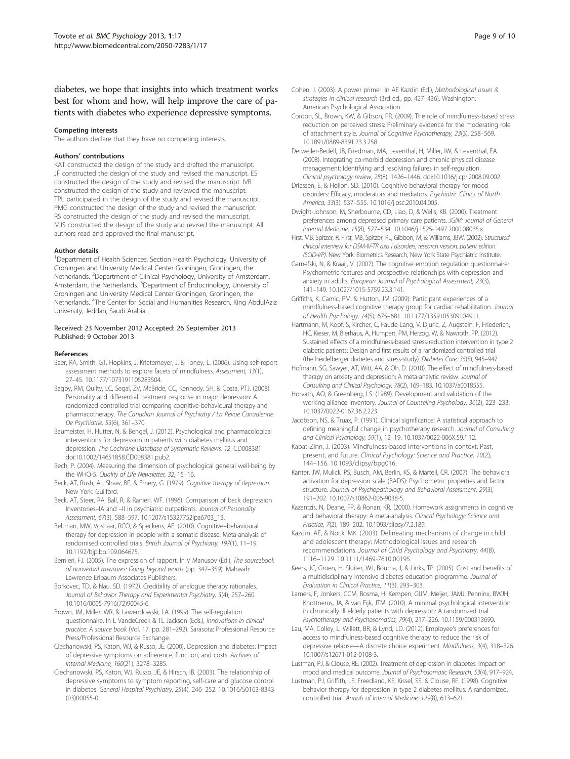diabetes, we hope that insights into which treatment works best for whom and how, will help improve the care of patients with diabetes who experience depressive symptoms.

#### Competing interests

The authors declare that they have no competing interests.

#### Authors' contributions

KAT constructed the design of the study and drafted the manuscript. JF constructed the design of the study and revised the manuscript. ES constructed the design of the study and revised the manuscript. IVB constructed the design of the study and reviewed the manuscript. TPL participated in the design of the study and revised the manuscript. PMG constructed the design of the study and revised the manuscript. RS constructed the design of the study and revised the manuscript. MJS constructed the design of the study and revised the manuscript. All authors read and approved the final manuscript.

#### Author details

[1]Department of Health Sciences, Section Health Psychology, University of Groningen and University Medical Center Groningen, Groningen, the Netherlands. [2]Department of Clinical Psychology, University of Amsterdam, Amsterdam, the Netherlands. [3]Department of Endocrinology, University of Groningen and University Medical Center Groningen, Groningen, the Netherlands. [4]The Center for Social and Humanities Research, King AbdulAziz University, Jeddah, Saudi Arabia.

Received: 23 November 2012 Accepted: 26 September 2013
Published: 9 October 2013

#### References

Baer, RA, Smith, GT, Hopkins, J, Krietemeyer, J, & Toney, L. (2006). Using self-report assessment methods to explore facets of mindfulness. *Assessment, 13*(1), 27–45. 10.1177/1073191105283504.

Bagby, RM, Quilty, LC, Segal, ZV, McBride, CC, Kennedy, SH, & Costa, PTJ. (2008). Personality and differential treatment response in major depression: A randomized controlled trial comparing cognitive-behavioural therapy and pharmacotherapy. *The Canadian Journal of Psychiatry / La Revue Canadienne De Psychiatrie, 53*(6), 361–370.

Baumeister, H, Hutter, N, & Bengel, J. (2012). Psychological and pharmacological interventions for depression in patients with diabetes mellitus and depression. *The Cochrane Database of Systematic Reviews, 12*, CD008381. doi:10.1002/14651858.CD008381.pub2.

Bech, P. (2004). Measuring the dimension of psychological general well-being by the WHO-5. *Quality of Life Newsletter, 32*, 15–16.

Beck, AT, Rush, AJ, Shaw, BF, & Emery, G. (1979). *Cognitive therapy of depression*. New York: Guilford.

Beck, AT, Steer, RA, Ball, R, & Ranieri, WF. (1996). Comparison of beck depression Inventories–IA and –II in psychiatric outpatients. *Journal of Personality Assessment, 67*(3), 588–597. 10.1207/s15327752jpa6703_13.

Beltman, MW, Voshaar, RCO, & Speckens, AE. (2010). Cognitive–behavioural therapy for depression in people with a somatic disease: Meta-analysis of randomised controlled trials. *British Journal of Psychiatry, 197*(1), 11–19. 10.1192/bjp.bp.109.064675.

Bernieri, FJ. (2005). The expression of rapport. In V Manusov (Ed.), *The sourcebook of nonverbal measures: Going beyond words* (pp. 347–359). Mahwah: Lawrence Erlbaum Associates Publishers.

Borkovec, TD, & Nau, SD. (1972). Credibility of analogue therapy rationales. *Journal of Behavior Therapy and Experimental Psychiatry, 3*(4), 257–260. 10.1016/0005-7916(72)90045-6.

Brown, JM, Miller, WR, & Lawendowski, LA. (1999). The self-regulation questionnaire. In L VandeCreek & TL Jackson (Eds.), *Innovations in clinical practice: A source book* (Vol. 17, pp. 281–292). Sarasota: Professional Resource Press/Professional Resource Exchange.

Ciechanowski, PS, Katon, WJ, & Russo, JE. (2000). Depression and diabetes: Impact of depressive symptoms on adherence, function, and costs. *Archives of Internal Medicine, 160*(21), 3278–3285.

Ciechanowski, PS, Katon, WJ, Russo, JE, & Hirsch, IB. (2003). The relationship of depressive symptoms to symptom reporting, self-care and glucose control in diabetes. *General Hospital Psychiatry, 25*(4), 246–252. 10.1016/S0163-8343 (03)00055-0.

Cohen, J. (2003). A power primer. In AE Kazdin (Ed.), *Methodological issues & strategies in clinical research* (3rd ed., pp. 427–436). Washington: American Psychological Association.

Cordon, SL, Brown, KW, & Gibson, PR. (2009). The role of mindfulness-based stress reduction on perceived stress: Preliminary evidence for the moderating role of attachment style. *Journal of Cognitive Psychotherapy, 23*(3), 258–569. 10.1891/0889-8391.23.3.258.

Detweiler-Bedell, JB, Friedman, MA, Leventhal, H, Miller, IW, & Leventhal, EA. (2008). Integrating co-morbid depression and chronic physical disease management: Identifying and resolving failures in self-regulation. *Clinical psychology review, 28*(8), 1426–1446. doi:10.1016/j.cpr.2008.09.002.

Driessen, E, & Hollon, SD. (2010). Cognitive behavioral therapy for mood disorders: Efficacy, moderators and mediators. *Psychiatric Clinics of North America, 33*(3), 537–555. 10.1016/j.psc.2010.04.005.

Dwight-Johnson, M, Sherbourne, CD, Liao, D, & Wells, KB. (2000). Treatment preferences among depressed primary care patients. *JGIM: Journal of General Internal Medicine, 15*(8), 527–534. 10.1046/j.1525-1497.2000.08035.x.

First, MB, Spitzer, R, First, MB, Spitzer, RL, Gibbon, M, & Williams, JBW. (2002). *Structured clinical interview for DSM-IV-TR axis I disorders, research version, patient edition. (SCID-I/P)*. New York: Biometrics Research, New York State Psychiatric Institute.

Garnefski, N, & Kraaij, V. (2007). The cognitive emotion regulation questionnaire: Psychometric features and prospective relationships with depression and anxiety in adults. *European Journal of Psychological Assessment, 23*(3), 141–149. 10.1027/1015-5759.23.3.141.

Griffiths, K, Camic, PM, & Hutton, JM. (2009). Participant experiences of a mindfulness-based cognitive therapy group for cardiac rehabilitation. *Journal of Health Psychology, 14*(5), 675–681. 10.1177/1359105309104911.

Hartmann, M, Kopf, S, Kircher, C, Faude-Lang, V, Djuric, Z, Augstein, F, Friederich, HC, Kieser, M, Bierhaus, A, Humpert, PM, Herzog, W, & Nawroth, PP. (2012). Sustained effects of a mindfulness-based stress-reduction intervention in type 2 diabetic patients: Design and first results of a randomized controlled trial (the heidelberger diabetes and stress-study). *Diabetes Care, 35*(5), 945–947.

Hofmann, SG, Sawyer, AT, Witt, AA, & Oh, D. (2010). The effect of mindfulness-based therapy on anxiety and depression: A meta-analytic review. *Journal of Consulting and Clinical Psychology, 78*(2), 169–183. 10.1037/a0018555.

Horvath, AO, & Greenberg, LS. (1989). Development and validation of the working alliance inventory. *Journal of Counseling Psychology, 36*(2), 223–233. 10.1037/0022-0167.36.2.223.

Jacobson, NS, & Truax, P. (1991). Clinical significance: A statistical approach to defining meaningful change in psychotherapy research. *Journal of Consulting and Clinical Psychology, 59*(1), 12–19. 10.1037/0022-006X.59.1.12.

Kabat-Zinn, J. (2003). Mindfulness-based interventions in context: Past, present, and future. *Clinical Psychology: Science and Practice, 10*(2), 144–156. 10.1093/clipsy/bpg016.

Kanter, JW, Mulick, PS, Busch, AM, Berlin, KS, & Martell, CR. (2007). The behavioral activation for depression scale (BADS): Psychometric properties and factor structure. *Journal of Psychopathology and Behavioral Assessment, 29*(3), 191–202. 10.1007/s10862-006-9038-5.

Kazantzis, N, Deane, FP, & Ronan, KR. (2000). Homework assignments in cognitive and behavioral therapy: A meta-analysis. *Clinical Psychology: Science and Practice, 7*(2), 189–202. 10.1093/clipsy/7.2.189.

Kazdin, AE, & Nock, MK. (2003). Delineating mechanisms of change in child and adolescent therapy: Methodological issues and research recommendations. *Journal of Child Psychology and Psychiatry, 44*(8), 1116–1129. 10.1111/1469-7610.00195.

Keers, JC, Groen, H, Sluiter, WJ, Bouma, J, & Links, TP. (2005). Cost and benefits of a multidisciplinary intensive diabetes education programme. *Journal of Evaluation in Clinical Practice, 11*(3), 293–303.

Lamers, F, Jonkers, CCM, Bosma, H, Kempen, GIJM, Meijer, JAMJ, Penninx, BWJH, Knottnerus, JA, & van Eijk, JTM. (2010). A minimal psychological intervention in chronically ill elderly patients with depression: A randomized trial. *Psychotherapy and Psychosomatics, 79*(4), 217–226. 10.1159/000313690.

Lau, MA, Colley, L, Willett, BR, & Lynd, LD. (2012). Employee's preferences for access to mindfulness-based cognitive therapy to reduce the risk of depressive relapse—A discrete choice experiment. *Mindfulness, 3*(4), 318–326. 10.1007/s12671-012-0108-3.

Lustman, PJ, & Clouse, RE. (2002). Treatment of depression in diabetes: Impact on mood and medical outcome. *Journal of Psychosomatic Research, 53*(4), 917–924.

Lustman, PJ, Griffith, LS, Freedland, KE, Kissel, SS, & Clouse, RE. (1998). Cognitive behavior therapy for depression in type 2 diabetes mellitus. A randomized, controlled trial. *Annals of Internal Medicine, 129*(8), 613–621.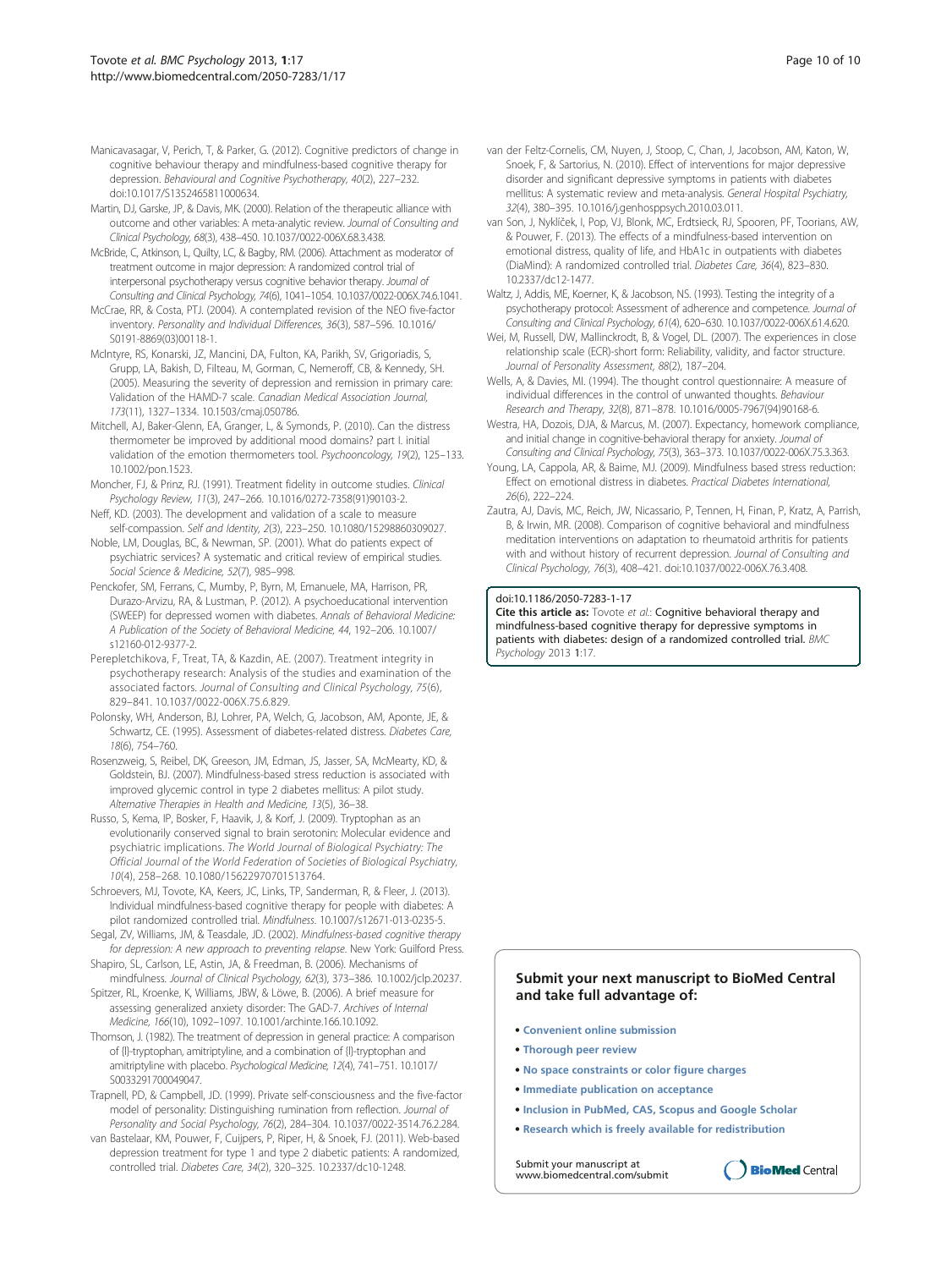Manicavasagar, V, Perich, T, & Parker, G. (2012). Cognitive predictors of change in cognitive behaviour therapy and mindfulness-based cognitive therapy for depression. *Behavioural and Cognitive Psychotherapy, 40*(2), 227–232. doi:10.1017/S1352465811000634.

Martin, DJ, Garske, JP, & Davis, MK. (2000). Relation of the therapeutic alliance with outcome and other variables: A meta-analytic review. *Journal of Consulting and Clinical Psychology, 68*(3), 438–450. 10.1037/0022-006X.68.3.438.

McBride, C, Atkinson, L, Quilty, LC, & Bagby, RM. (2006). Attachment as moderator of treatment outcome in major depression: A randomized control trial of interpersonal psychotherapy versus cognitive behavior therapy. *Journal of Consulting and Clinical Psychology, 74*(6), 1041–1054. 10.1037/0022-006X.74.6.1041.

McCrae, RR, & Costa, PTJ. (2004). A contemplated revision of the NEO five-factor inventory. *Personality and Individual Differences, 36*(3), 587–596. 10.1016/S0191-8869(03)00118-1.

McIntyre, RS, Konarski, JZ, Mancini, DA, Fulton, KA, Parikh, SV, Grigoriadis, S, Grupp, LA, Bakish, D, Filteau, M, Gorman, C, Nemeroff, CB, & Kennedy, SH. (2005). Measuring the severity of depression and remission in primary care: Validation of the HAMD-7 scale. *Canadian Medical Association Journal, 173*(11), 1327–1334. 10.1503/cmaj.050786.

Mitchell, AJ, Baker-Glenn, EA, Granger, L, & Symonds, P. (2010). Can the distress thermometer be improved by additional mood domains? part I. initial validation of the emotion thermometers tool. *Psychooncology, 19*(2), 125–133. 10.1002/pon.1523.

Moncher, FJ, & Prinz, RJ. (1991). Treatment fidelity in outcome studies. *Clinical Psychology Review, 11*(3), 247–266. 10.1016/0272-7358(91)90103-2.

Neff, KD. (2003). The development and validation of a scale to measure self-compassion. *Self and Identity, 2*(3), 223–250. 10.1080/15298860309027.

Noble, LM, Douglas, BC, & Newman, SP. (2001). What do patients expect of psychiatric services? A systematic and critical review of empirical studies. *Social Science & Medicine, 52*(7), 985–998.

Penckofer, SM, Ferrans, C, Mumby, P, Byrn, M, Emanuele, MA, Harrison, PR, Durazo-Arvizu, RA, & Lustman, P. (2012). A psychoeducational intervention (SWEEP) for depressed women with diabetes. *Annals of Behavioral Medicine: A Publication of the Society of Behavioral Medicine, 44*, 192–206. 10.1007/s12160-012-9377-2.

Perepletchikova, F, Treat, TA, & Kazdin, AE. (2007). Treatment integrity in psychotherapy research: Analysis of the studies and examination of the associated factors. *Journal of Consulting and Clinical Psychology, 75*(6), 829–841. 10.1037/0022-006X.75.6.829.

Polonsky, WH, Anderson, BJ, Lohrer, PA, Welch, G, Jacobson, AM, Aponte, JE, & Schwartz, CE. (1995). Assessment of diabetes-related distress. *Diabetes Care, 18*(6), 754–760.

Rosenzweig, S, Reibel, DK, Greeson, JM, Edman, JS, Jasser, SA, McMearty, KD, & Goldstein, BJ. (2007). Mindfulness-based stress reduction is associated with improved glycemic control in type 2 diabetes mellitus: A pilot study. *Alternative Therapies in Health and Medicine, 13*(5), 36–38.

Russo, S, Kema, IP, Bosker, F, Haavik, J, & Korf, J. (2009). Tryptophan as an evolutionarily conserved signal to brain serotonin: Molecular evidence and psychiatric implications. *The World Journal of Biological Psychiatry: The Official Journal of the World Federation of Societies of Biological Psychiatry, 10*(4), 258–268. 10.1080/15622970701513764.

Schroevers, MJ, Tovote, KA, Keers, JC, Links, TP, Sanderman, R, & Fleer, J. (2013). Individual mindfulness-based cognitive therapy for people with diabetes: A pilot randomized controlled trial. *Mindfulness*. 10.1007/s12671-013-0235-5.

Segal, ZV, Williams, JM, & Teasdale, JD. (2002). *Mindfulness-based cognitive therapy for depression: A new approach to preventing relapse*. New York: Guilford Press.

Shapiro, SL, Carlson, LE, Astin, JA, & Freedman, B. (2006). Mechanisms of mindfulness. *Journal of Clinical Psychology, 62*(3), 373–386. 10.1002/jclp.20237.

Spitzer, RL, Kroenke, K, Williams, JBW, & Löwe, B. (2006). A brief measure for assessing generalized anxiety disorder: The GAD-7. *Archives of Internal Medicine, 166*(10), 1092–1097. 10.1001/archinte.166.10.1092.

Thomson, J. (1982). The treatment of depression in general practice: A comparison of {l}-tryptophan, amitriptyline, and a combination of {l}-tryptophan and amitriptyline with placebo. *Psychological Medicine, 12*(4), 741–751. 10.1017/S0033291700049047.

Trapnell, PD, & Campbell, JD. (1999). Private self-consciousness and the five-factor model of personality: Distinguishing rumination from reflection. *Journal of Personality and Social Psychology, 76*(2), 284–304. 10.1037/0022-3514.76.2.284.

van Bastelaar, KM, Pouwer, F, Cuijpers, P, Riper, H, & Snoek, FJ. (2011). Web-based depression treatment for type 1 and type 2 diabetic patients: A randomized, controlled trial. *Diabetes Care, 34*(2), 320–325. 10.2337/dc10-1248.

van der Feltz-Cornelis, CM, Nuyen, J, Stoop, C, Chan, J, Jacobson, AM, Katon, W, Snoek, F, & Sartorius, N. (2010). Effect of interventions for major depressive disorder and significant depressive symptoms in patients with diabetes mellitus: A systematic review and meta-analysis. *General Hospital Psychiatry, 32*(4), 380–395. 10.1016/j.genhosppsych.2010.03.011.

van Son, J, Nyklíček, I, Pop, VJ, Blonk, MC, Erdtsieck, RJ, Spooren, PF, Toorians, AW, & Pouwer, F. (2013). The effects of a mindfulness-based intervention on emotional distress, quality of life, and HbA1c in outpatients with diabetes (DiaMind): A randomized controlled trial. *Diabetes Care, 36*(4), 823–830. 10.2337/dc12-1477.

Waltz, J, Addis, ME, Koerner, K, & Jacobson, NS. (1993). Testing the integrity of a psychotherapy protocol: Assessment of adherence and competence. *Journal of Consulting and Clinical Psychology, 61*(4), 620–630. 10.1037/0022-006X.61.4.620.

Wei, M, Russell, DW, Mallinckrodt, B, & Vogel, DL. (2007). The experiences in close relationship scale (ECR)-short form: Reliability, validity, and factor structure. *Journal of Personality Assessment, 88*(2), 187–204.

Wells, A, & Davies, MI. (1994). The thought control questionnaire: A measure of individual differences in the control of unwanted thoughts. *Behaviour Research and Therapy, 32*(8), 871–878. 10.1016/0005-7967(94)90168-6.

Westra, HA, Dozois, DJA, & Marcus, M. (2007). Expectancy, homework compliance, and initial change in cognitive-behavioral therapy for anxiety. *Journal of Consulting and Clinical Psychology, 75*(3), 363–373. 10.1037/0022-006X.75.3.363.

Young, LA, Cappola, AR, & Baime, MJ. (2009). Mindfulness based stress reduction: Effect on emotional distress in diabetes. *Practical Diabetes International, 26*(6), 222–224.

Zautra, AJ, Davis, MC, Reich, JW, Nicassario, P, Tennen, H, Finan, P, Kratz, A, Parrish, B, & Irwin, MR. (2008). Comparison of cognitive behavioral and mindfulness meditation interventions on adaptation to rheumatoid arthritis for patients with and without history of recurrent depression. *Journal of Consulting and Clinical Psychology, 76*(3), 408–421. doi:10.1037/0022-006X.76.3.408.

doi:10.1186/2050-7283-1-17

**Cite this article as:** Tovote *et al.*: Cognitive behavioral therapy and mindfulness-based cognitive therapy for depressive symptoms in patients with diabetes: design of a randomized controlled trial. *BMC Psychology* 2013 **1**:17.

**Submit your next manuscript to BioMed Central and take full advantage of:**

- **Convenient online submission**
- **Thorough peer review**
- **No space constraints or color figure charges**
- **Immediate publication on acceptance**
- **Inclusion in PubMed, CAS, Scopus and Google Scholar**
- **Research which is freely available for redistribution**

Submit your manuscript at www.biomedcentral.com/submit

BioMed Central